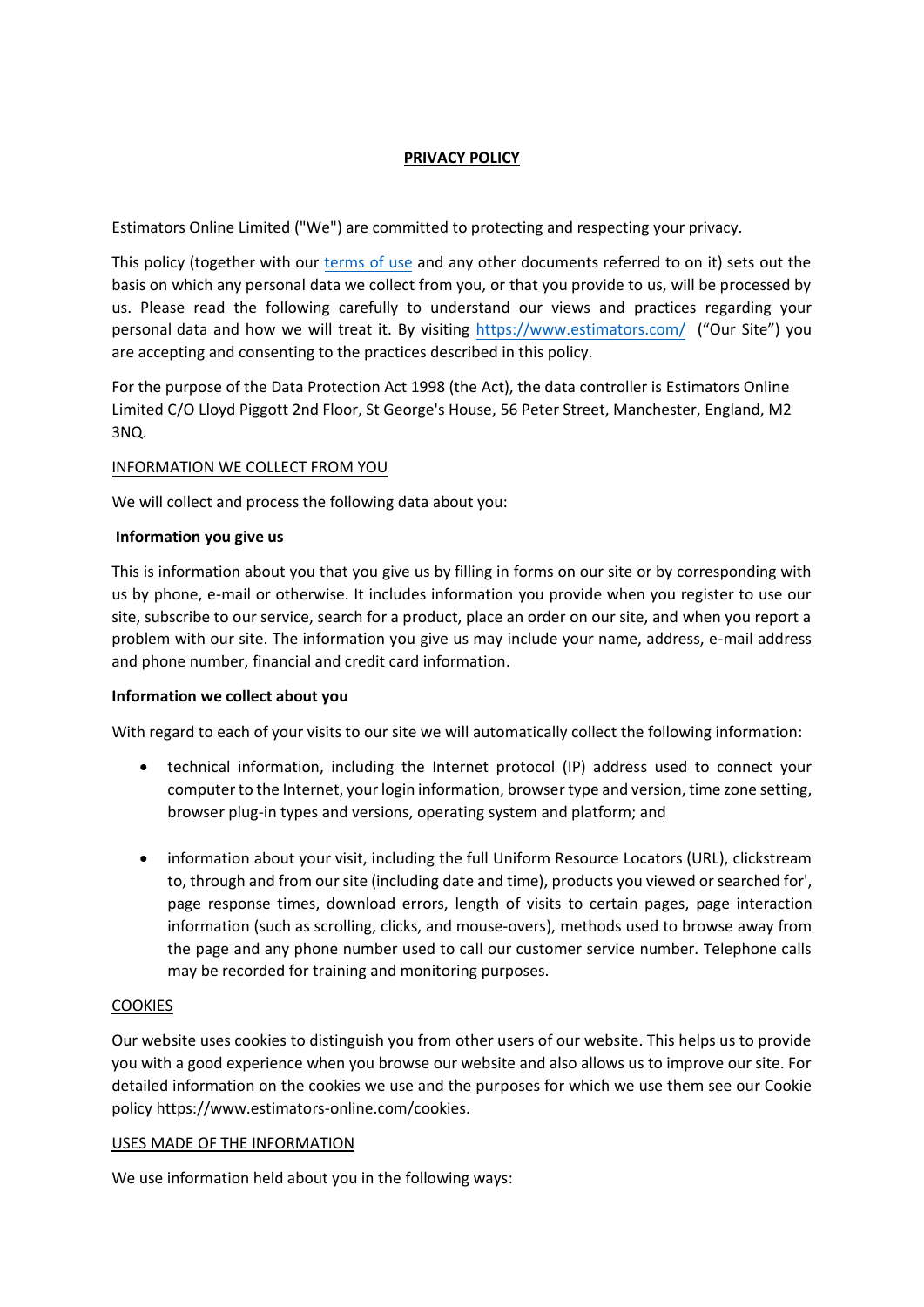# PRIVACY POLICY

Estimators Online Limited ("We") are committed to protecting and respecting your privacy.

This policy (together with our [terms of use] and any other documents referred to on it) sets out the basis on which any personal data we collect from you, or that you provide to us, will be processed by us. Please read the following carefully to understand our views and practices regarding your personal data and how we will treat it. By visiting https://www.estimators.com/ ("Our Site") you are accepting and consenting to the practices described in this policy.

For the purpose of the Data Protection Act 1998 (the Act), the data controller is Estimators Online Limited C/O Lloyd Piggott 2nd Floor, St George's House, 56 Peter Street, Manchester, England, M2 3NQ.

## INFORMATION WE COLLECT FROM YOU

We will collect and process the following data about you:

**Information you give us**

This is information about you that you give us by filling in forms on our site or by corresponding with us by phone, e-mail or otherwise. It includes information you provide when you register to use our site, subscribe to our service, search for a product, place an order on our site, and when you report a problem with our site. The information you give us may include your name, address, e-mail address and phone number, financial and credit card information.

**Information we collect about you**

With regard to each of your visits to our site we will automatically collect the following information:

- technical information, including the Internet protocol (IP) address used to connect your computer to the Internet, your login information, browser type and version, time zone setting, browser plug-in types and versions, operating system and platform; and
- information about your visit, including the full Uniform Resource Locators (URL), clickstream to, through and from our site (including date and time), products you viewed or searched for', page response times, download errors, length of visits to certain pages, page interaction information (such as scrolling, clicks, and mouse-overs), methods used to browse away from the page and any phone number used to call our customer service number. Telephone calls may be recorded for training and monitoring purposes.

## COOKIES

Our website uses cookies to distinguish you from other users of our website. This helps us to provide you with a good experience when you browse our website and also allows us to improve our site. For detailed information on the cookies we use and the purposes for which we use them see our Cookie policy https://www.estimators-online.com/cookies.

## USES MADE OF THE INFORMATION

We use information held about you in the following ways: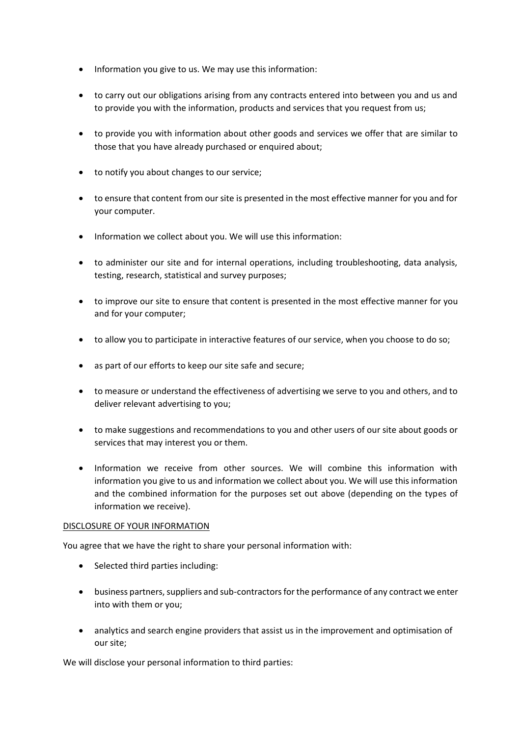- Information you give to us. We may use this information:
- to carry out our obligations arising from any contracts entered into between you and us and to provide you with the information, products and services that you request from us;
- to provide you with information about other goods and services we offer that are similar to those that you have already purchased or enquired about;
- to notify you about changes to our service;
- to ensure that content from our site is presented in the most effective manner for you and for your computer.
- Information we collect about you. We will use this information:
- to administer our site and for internal operations, including troubleshooting, data analysis, testing, research, statistical and survey purposes;
- to improve our site to ensure that content is presented in the most effective manner for you and for your computer;
- to allow you to participate in interactive features of our service, when you choose to do so;
- as part of our efforts to keep our site safe and secure;
- to measure or understand the effectiveness of advertising we serve to you and others, and to deliver relevant advertising to you;
- to make suggestions and recommendations to you and other users of our site about goods or services that may interest you or them.
- Information we receive from other sources. We will combine this information with information you give to us and information we collect about you. We will use this information and the combined information for the purposes set out above (depending on the types of information we receive).

DISCLOSURE OF YOUR INFORMATION

You agree that we have the right to share your personal information with:

- Selected third parties including:
- business partners, suppliers and sub-contractors for the performance of any contract we enter into with them or you;
- analytics and search engine providers that assist us in the improvement and optimisation of our site;

We will disclose your personal information to third parties: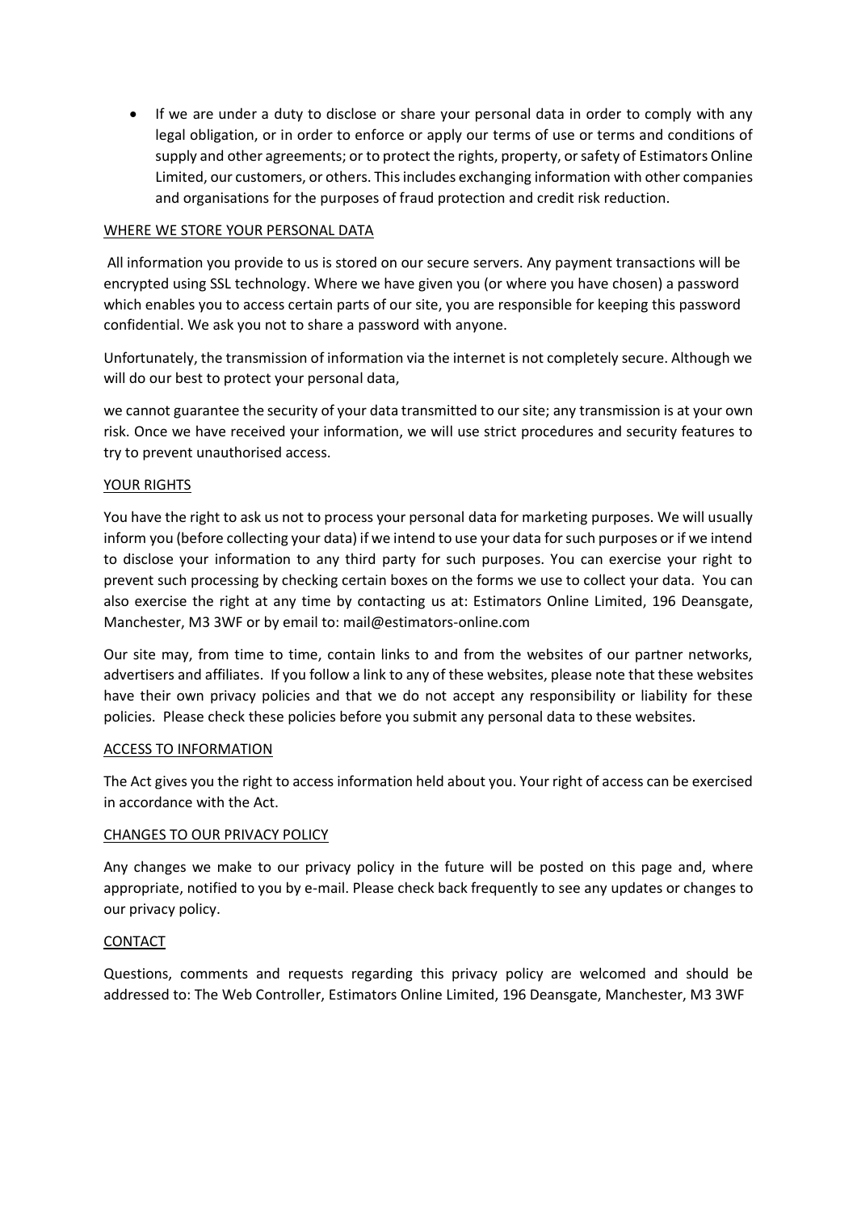- If we are under a duty to disclose or share your personal data in order to comply with any legal obligation, or in order to enforce or apply our terms of use or terms and conditions of supply and other agreements; or to protect the rights, property, or safety of Estimators Online Limited, our customers, or others. This includes exchanging information with other companies and organisations for the purposes of fraud protection and credit risk reduction.

<u>WHERE WE STORE YOUR PERSONAL DATA</u>

All information you provide to us is stored on our secure servers. Any payment transactions will be encrypted using SSL technology. Where we have given you (or where you have chosen) a password which enables you to access certain parts of our site, you are responsible for keeping this password confidential. We ask you not to share a password with anyone.

Unfortunately, the transmission of information via the internet is not completely secure. Although we will do our best to protect your personal data,

we cannot guarantee the security of your data transmitted to our site; any transmission is at your own risk. Once we have received your information, we will use strict procedures and security features to try to prevent unauthorised access.

<u>YOUR RIGHTS</u>

You have the right to ask us not to process your personal data for marketing purposes. We will usually inform you (before collecting your data) if we intend to use your data for such purposes or if we intend to disclose your information to any third party for such purposes. You can exercise your right to prevent such processing by checking certain boxes on the forms we use to collect your data. You can also exercise the right at any time by contacting us at: Estimators Online Limited, 196 Deansgate, Manchester, M3 3WF or by email to: mail@estimators-online.com

Our site may, from time to time, contain links to and from the websites of our partner networks, advertisers and affiliates. If you follow a link to any of these websites, please note that these websites have their own privacy policies and that we do not accept any responsibility or liability for these policies. Please check these policies before you submit any personal data to these websites.

<u>ACCESS TO INFORMATION</u>

The Act gives you the right to access information held about you. Your right of access can be exercised in accordance with the Act.

<u>CHANGES TO OUR PRIVACY POLICY</u>

Any changes we make to our privacy policy in the future will be posted on this page and, where appropriate, notified to you by e-mail. Please check back frequently to see any updates or changes to our privacy policy.

<u>CONTACT</u>

Questions, comments and requests regarding this privacy policy are welcomed and should be addressed to: The Web Controller, Estimators Online Limited, 196 Deansgate, Manchester, M3 3WF